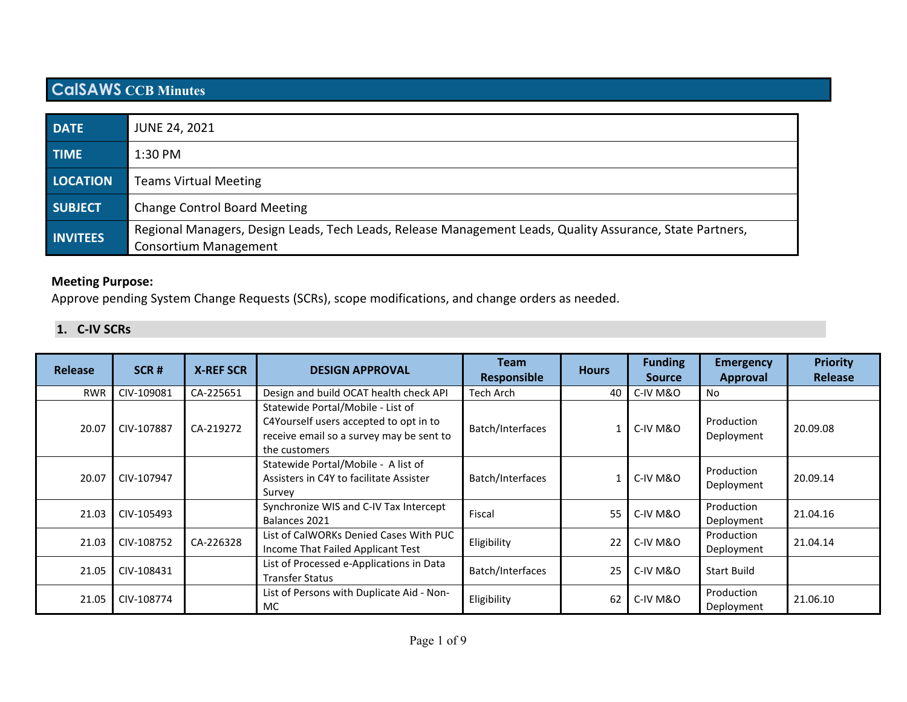# CalSAWS CCB Minutes

| DATE | JUNE 24, 2021 |
|---|---|
| TIME | 1:30 PM |
| LOCATION | Teams Virtual Meeting |
| SUBJECT | Change Control Board Meeting |
| INVITEES | Regional Managers, Design Leads, Tech Leads, Release Management Leads, Quality Assurance, State Partners, Consortium Management |

**Meeting Purpose:**
Approve pending System Change Requests (SCRs), scope modifications, and change orders as needed.

## 1. C-IV SCRs

| Release | SCR # | X-REF SCR | DESIGN APPROVAL | Team Responsible | Hours | Funding Source | Emergency Approval | Priority Release |
|---|---|---|---|---|---|---|---|---|
| RWR | CIV-109081 | CA-225651 | Design and build OCAT health check API | Tech Arch | 40 | C-IV M&O | No | |
| 20.07 | CIV-107887 | CA-219272 | Statewide Portal/Mobile - List of C4Yourself users accepted to opt in to receive email so a survey may be sent to the customers | Batch/Interfaces | 1 | C-IV M&O | Production Deployment | 20.09.08 |
| 20.07 | CIV-107947 | | Statewide Portal/Mobile - A list of Assisters in C4Y to facilitate Assister Survey | Batch/Interfaces | 1 | C-IV M&O | Production Deployment | 20.09.14 |
| 21.03 | CIV-105493 | | Synchronize WIS and C-IV Tax Intercept Balances 2021 | Fiscal | 55 | C-IV M&O | Production Deployment | 21.04.16 |
| 21.03 | CIV-108752 | CA-226328 | List of CalWORKs Denied Cases With PUC Income That Failed Applicant Test | Eligibility | 22 | C-IV M&O | Production Deployment | 21.04.14 |
| 21.05 | CIV-108431 | | List of Processed e-Applications in Data Transfer Status | Batch/Interfaces | 25 | C-IV M&O | Start Build | |
| 21.05 | CIV-108774 | | List of Persons with Duplicate Aid - Non-MC | Eligibility | 62 | C-IV M&O | Production Deployment | 21.06.10 |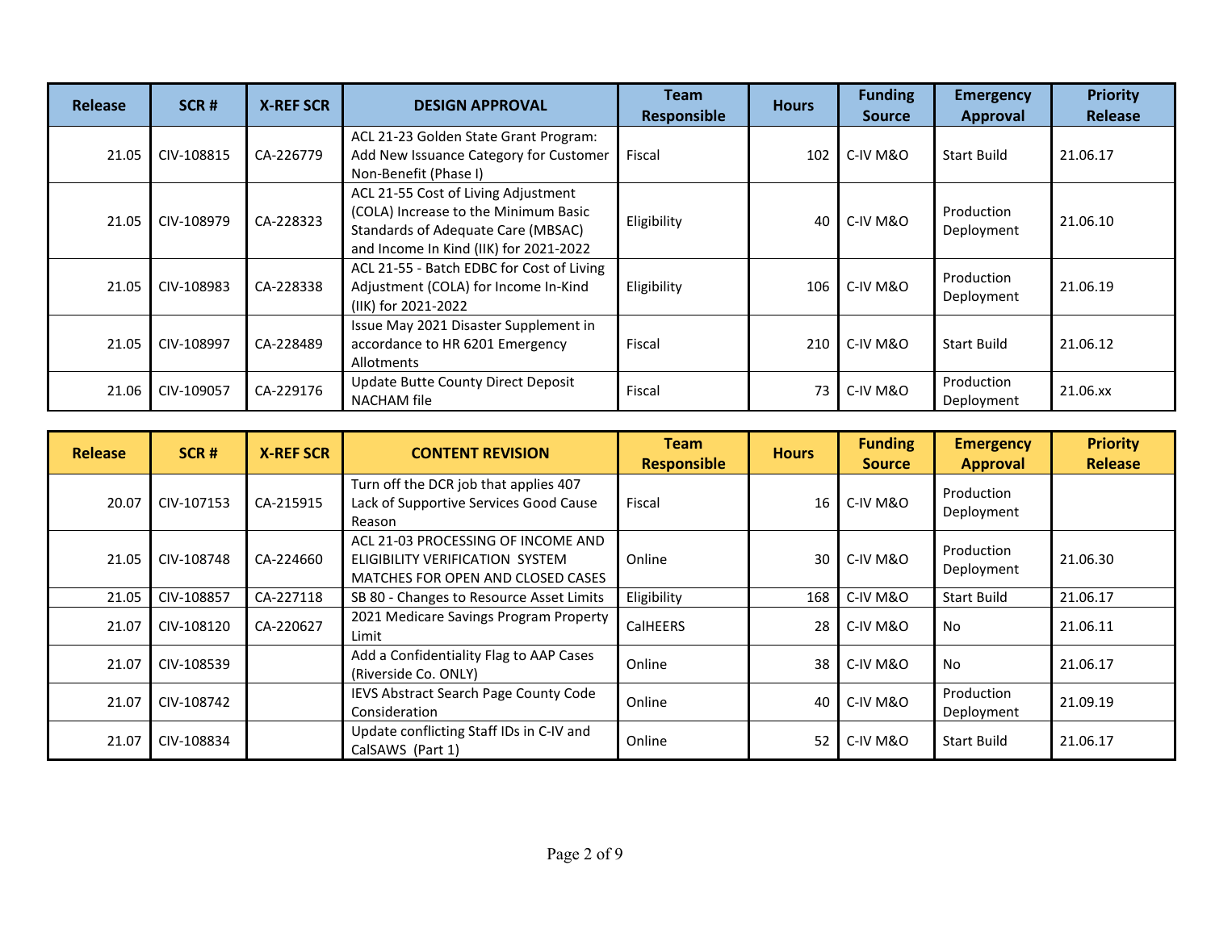| Release | SCR # | X-REF SCR | DESIGN APPROVAL | Team Responsible | Hours | Funding Source | Emergency Approval | Priority Release |
|---|---|---|---|---|---|---|---|---|
| 21.05 | CIV-108815 | CA-226779 | ACL 21-23 Golden State Grant Program: Add New Issuance Category for Customer Non-Benefit (Phase I) | Fiscal | 102 | C-IV M&O | Start Build | 21.06.17 |
| 21.05 | CIV-108979 | CA-228323 | ACL 21-55 Cost of Living Adjustment (COLA) Increase to the Minimum Basic Standards of Adequate Care (MBSAC) and Income In Kind (IIK) for 2021-2022 | Eligibility | 40 | C-IV M&O | Production Deployment | 21.06.10 |
| 21.05 | CIV-108983 | CA-228338 | ACL 21-55 - Batch EDBC for Cost of Living Adjustment (COLA) for Income In-Kind (IIK) for 2021-2022 | Eligibility | 106 | C-IV M&O | Production Deployment | 21.06.19 |
| 21.05 | CIV-108997 | CA-228489 | Issue May 2021 Disaster Supplement in accordance to HR 6201 Emergency Allotments | Fiscal | 210 | C-IV M&O | Start Build | 21.06.12 |
| 21.06 | CIV-109057 | CA-229176 | Update Butte County Direct Deposit NACHAM file | Fiscal | 73 | C-IV M&O | Production Deployment | 21.06.xx |

| Release | SCR # | X-REF SCR | CONTENT REVISION | Team Responsible | Hours | Funding Source | Emergency Approval | Priority Release |
|---|---|---|---|---|---|---|---|---|
| 20.07 | CIV-107153 | CA-215915 | Turn off the DCR job that applies 407 Lack of Supportive Services Good Cause Reason | Fiscal | 16 | C-IV M&O | Production Deployment | |
| 21.05 | CIV-108748 | CA-224660 | ACL 21-03 PROCESSING OF INCOME AND ELIGIBILITY VERIFICATION SYSTEM MATCHES FOR OPEN AND CLOSED CASES | Online | 30 | C-IV M&O | Production Deployment | 21.06.30 |
| 21.05 | CIV-108857 | CA-227118 | SB 80 - Changes to Resource Asset Limits | Eligibility | 168 | C-IV M&O | Start Build | 21.06.17 |
| 21.07 | CIV-108120 | CA-220627 | 2021 Medicare Savings Program Property Limit | CalHEERS | 28 | C-IV M&O | No | 21.06.11 |
| 21.07 | CIV-108539 | | Add a Confidentiality Flag to AAP Cases (Riverside Co. ONLY) | Online | 38 | C-IV M&O | No | 21.06.17 |
| 21.07 | CIV-108742 | | IEVS Abstract Search Page County Code Consideration | Online | 40 | C-IV M&O | Production Deployment | 21.09.19 |
| 21.07 | CIV-108834 | | Update conflicting Staff IDs in C-IV and CalSAWS (Part 1) | Online | 52 | C-IV M&O | Start Build | 21.06.17 |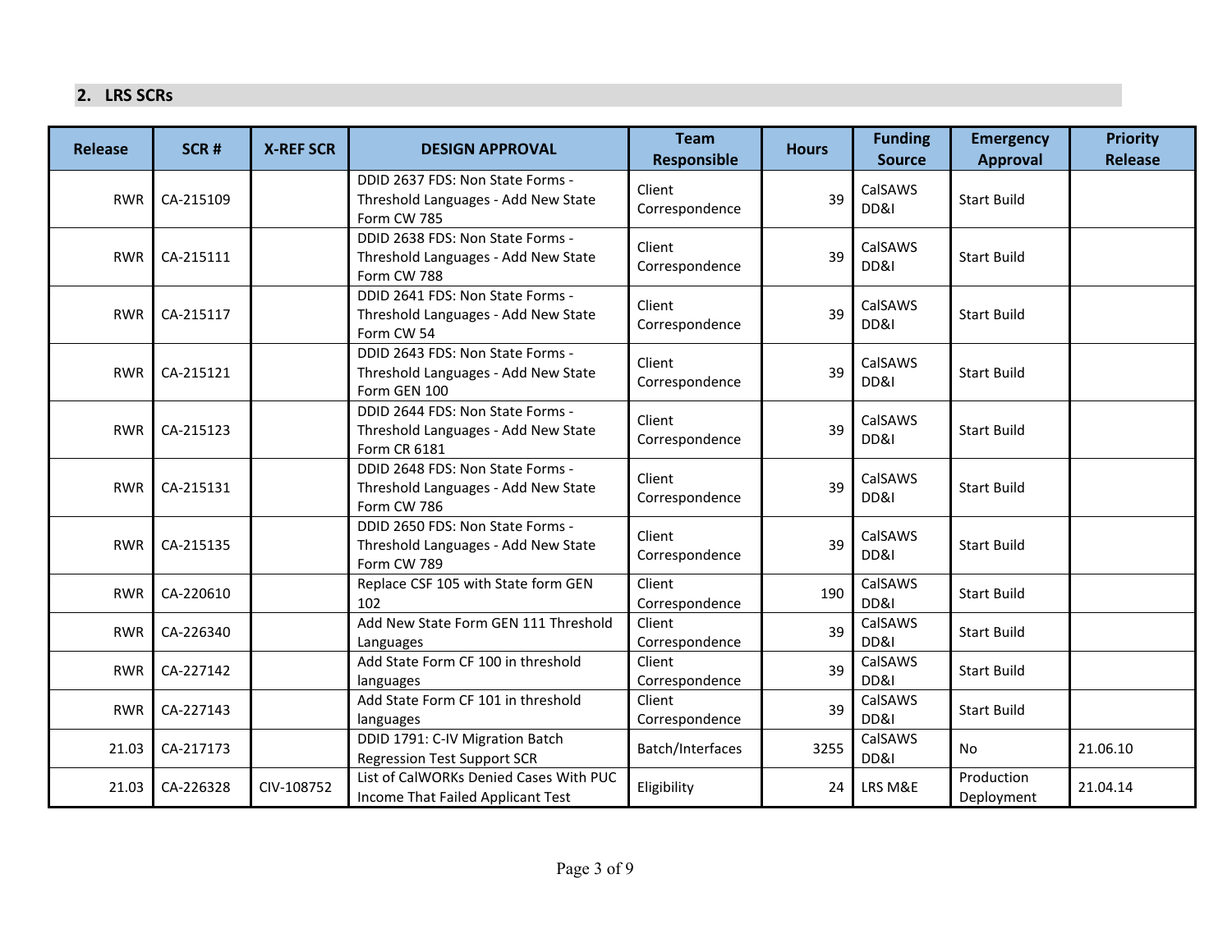## 2. LRS SCRs

| Release | SCR # | X-REF SCR | DESIGN APPROVAL | Team Responsible | Hours | Funding Source | Emergency Approval | Priority Release |
|---|---|---|---|---|---|---|---|---|
| RWR | CA-215109 | | DDID 2637 FDS: Non State Forms - Threshold Languages - Add New State Form CW 785 | Client Correspondence | 39 | CalSAWS DD&I | Start Build | |
| RWR | CA-215111 | | DDID 2638 FDS: Non State Forms - Threshold Languages - Add New State Form CW 788 | Client Correspondence | 39 | CalSAWS DD&I | Start Build | |
| RWR | CA-215117 | | DDID 2641 FDS: Non State Forms - Threshold Languages - Add New State Form CW 54 | Client Correspondence | 39 | CalSAWS DD&I | Start Build | |
| RWR | CA-215121 | | DDID 2643 FDS: Non State Forms - Threshold Languages - Add New State Form GEN 100 | Client Correspondence | 39 | CalSAWS DD&I | Start Build | |
| RWR | CA-215123 | | DDID 2644 FDS: Non State Forms - Threshold Languages - Add New State Form CR 6181 | Client Correspondence | 39 | CalSAWS DD&I | Start Build | |
| RWR | CA-215131 | | DDID 2648 FDS: Non State Forms - Threshold Languages - Add New State Form CW 786 | Client Correspondence | 39 | CalSAWS DD&I | Start Build | |
| RWR | CA-215135 | | DDID 2650 FDS: Non State Forms - Threshold Languages - Add New State Form CW 789 | Client Correspondence | 39 | CalSAWS DD&I | Start Build | |
| RWR | CA-220610 | | Replace CSF 105 with State form GEN 102 | Client Correspondence | 190 | CalSAWS DD&I | Start Build | |
| RWR | CA-226340 | | Add New State Form GEN 111 Threshold Languages | Client Correspondence | 39 | CalSAWS DD&I | Start Build | |
| RWR | CA-227142 | | Add State Form CF 100 in threshold languages | Client Correspondence | 39 | CalSAWS DD&I | Start Build | |
| RWR | CA-227143 | | Add State Form CF 101 in threshold languages | Client Correspondence | 39 | CalSAWS DD&I | Start Build | |
| 21.03 | CA-217173 | | DDID 1791: C-IV Migration Batch Regression Test Support SCR | Batch/Interfaces | 3255 | CalSAWS DD&I | No | 21.06.10 |
| 21.03 | CA-226328 | CIV-108752 | List of CalWORKs Denied Cases With PUC Income That Failed Applicant Test | Eligibility | 24 | LRS M&E | Production Deployment | 21.04.14 |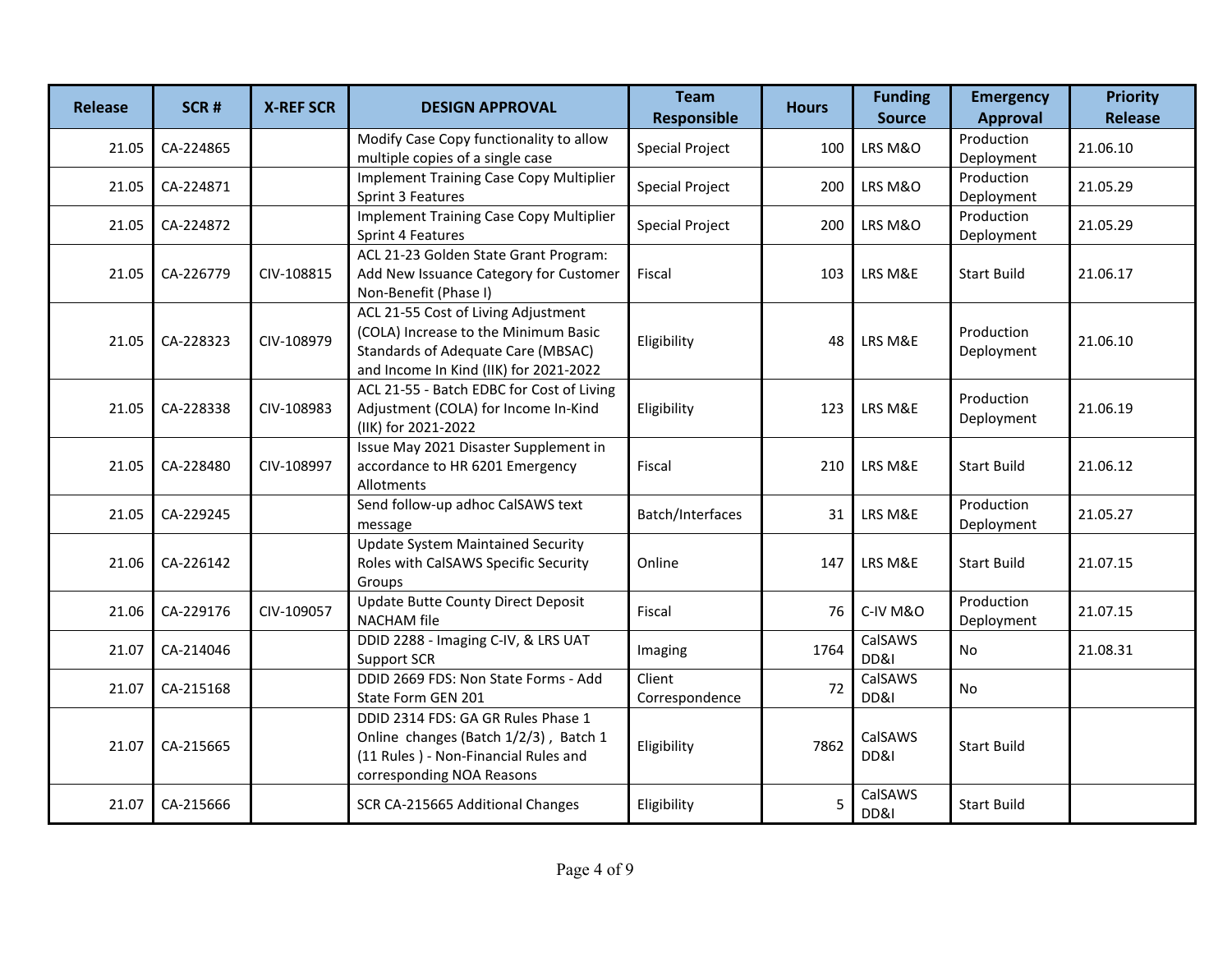| Release | SCR # | X-REF SCR | DESIGN APPROVAL | Team Responsible | Hours | Funding Source | Emergency Approval | Priority Release |
|---|---|---|---|---|---|---|---|---|
| 21.05 | CA-224865 | | Modify Case Copy functionality to allow multiple copies of a single case | Special Project | 100 | LRS M&O | Production Deployment | 21.06.10 |
| 21.05 | CA-224871 | | Implement Training Case Copy Multiplier Sprint 3 Features | Special Project | 200 | LRS M&O | Production Deployment | 21.05.29 |
| 21.05 | CA-224872 | | Implement Training Case Copy Multiplier Sprint 4 Features | Special Project | 200 | LRS M&O | Production Deployment | 21.05.29 |
| 21.05 | CA-226779 | CIV-108815 | ACL 21-23 Golden State Grant Program: Add New Issuance Category for Customer Non-Benefit (Phase I) | Fiscal | 103 | LRS M&E | Start Build | 21.06.17 |
| 21.05 | CA-228323 | CIV-108979 | ACL 21-55 Cost of Living Adjustment (COLA) Increase to the Minimum Basic Standards of Adequate Care (MBSAC) and Income In Kind (IIK) for 2021-2022 | Eligibility | 48 | LRS M&E | Production Deployment | 21.06.10 |
| 21.05 | CA-228338 | CIV-108983 | ACL 21-55 - Batch EDBC for Cost of Living Adjustment (COLA) for Income In-Kind (IIK) for 2021-2022 | Eligibility | 123 | LRS M&E | Production Deployment | 21.06.19 |
| 21.05 | CA-228480 | CIV-108997 | Issue May 2021 Disaster Supplement in accordance to HR 6201 Emergency Allotments | Fiscal | 210 | LRS M&E | Start Build | 21.06.12 |
| 21.05 | CA-229245 | | Send follow-up adhoc CalSAWS text message | Batch/Interfaces | 31 | LRS M&E | Production Deployment | 21.05.27 |
| 21.06 | CA-226142 | | Update System Maintained Security Roles with CalSAWS Specific Security Groups | Online | 147 | LRS M&E | Start Build | 21.07.15 |
| 21.06 | CA-229176 | CIV-109057 | Update Butte County Direct Deposit NACHAM file | Fiscal | 76 | C-IV M&O | Production Deployment | 21.07.15 |
| 21.07 | CA-214046 | | DDID 2288 - Imaging C-IV, & LRS UAT Support SCR | Imaging | 1764 | CalSAWS DD&I | No | 21.08.31 |
| 21.07 | CA-215168 | | DDID 2669 FDS: Non State Forms - Add State Form GEN 201 | Client Correspondence | 72 | CalSAWS DD&I | No | |
| 21.07 | CA-215665 | | DDID 2314 FDS: GA GR Rules Phase 1 Online changes (Batch 1/2/3) , Batch 1 (11 Rules ) - Non-Financial Rules and corresponding NOA Reasons | Eligibility | 7862 | CalSAWS DD&I | Start Build | |
| 21.07 | CA-215666 | | SCR CA-215665 Additional Changes | Eligibility | 5 | CalSAWS DD&I | Start Build | |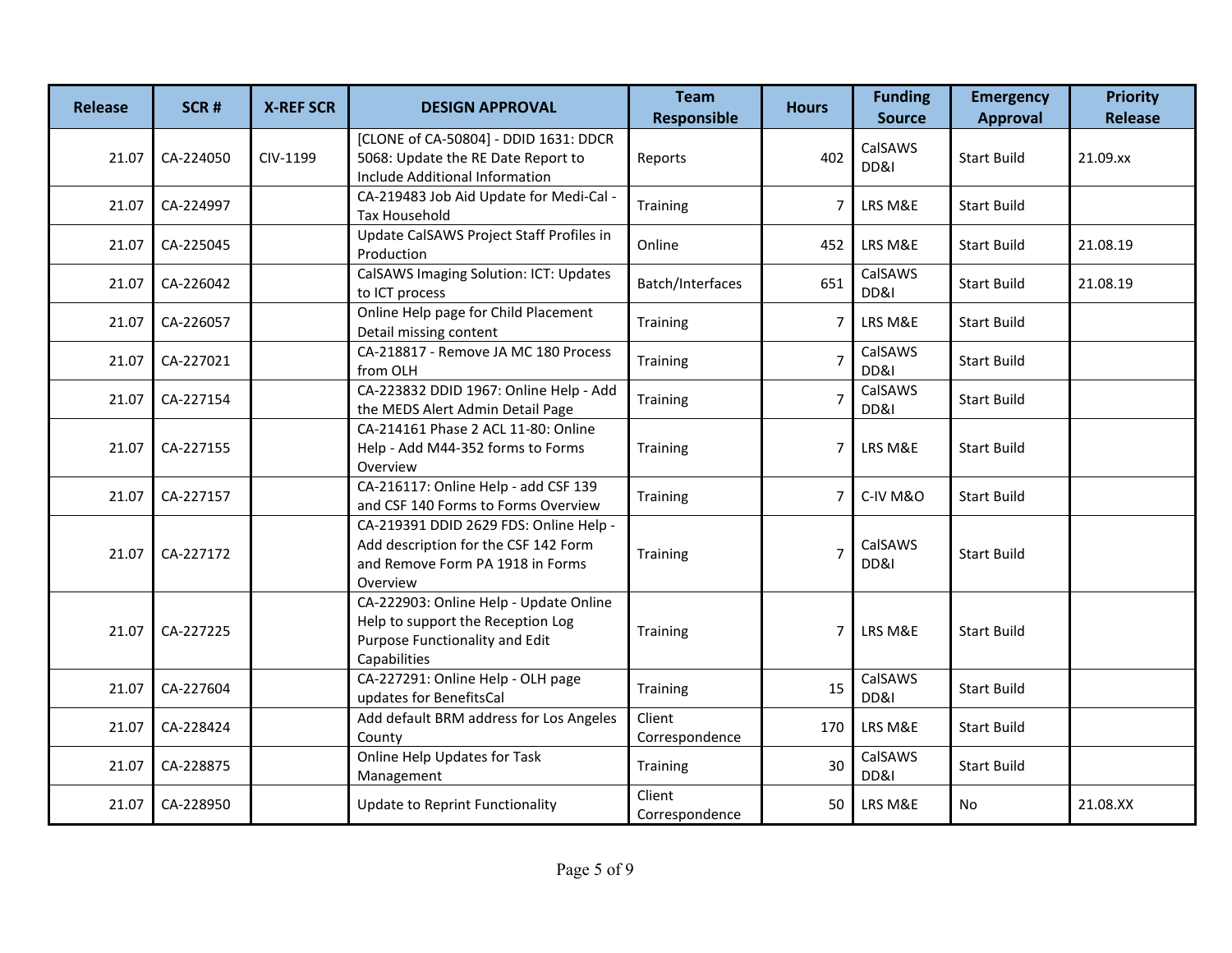| Release | SCR # | X-REF SCR | DESIGN APPROVAL | Team Responsible | Hours | Funding Source | Emergency Approval | Priority Release |
|---|---|---|---|---|---|---|---|---|
| 21.07 | CA-224050 | CIV-1199 | [CLONE of CA-50804] - DDID 1631: DDCR 5068: Update the RE Date Report to Include Additional Information | Reports | 402 | CalSAWS DD&I | Start Build | 21.09.xx |
| 21.07 | CA-224997 | | CA-219483 Job Aid Update for Medi-Cal - Tax Household | Training | 7 | LRS M&E | Start Build | |
| 21.07 | CA-225045 | | Update CalSAWS Project Staff Profiles in Production | Online | 452 | LRS M&E | Start Build | 21.08.19 |
| 21.07 | CA-226042 | | CalSAWS Imaging Solution: ICT: Updates to ICT process | Batch/Interfaces | 651 | CalSAWS DD&I | Start Build | 21.08.19 |
| 21.07 | CA-226057 | | Online Help page for Child Placement Detail missing content | Training | 7 | LRS M&E | Start Build | |
| 21.07 | CA-227021 | | CA-218817 - Remove JA MC 180 Process from OLH | Training | 7 | CalSAWS DD&I | Start Build | |
| 21.07 | CA-227154 | | CA-223832 DDID 1967: Online Help - Add the MEDS Alert Admin Detail Page | Training | 7 | CalSAWS DD&I | Start Build | |
| 21.07 | CA-227155 | | CA-214161 Phase 2 ACL 11-80: Online Help - Add M44-352 forms to Forms Overview | Training | 7 | LRS M&E | Start Build | |
| 21.07 | CA-227157 | | CA-216117: Online Help - add CSF 139 and CSF 140 Forms to Forms Overview | Training | 7 | C-IV M&O | Start Build | |
| 21.07 | CA-227172 | | CA-219391 DDID 2629 FDS: Online Help - Add description for the CSF 142 Form and Remove Form PA 1918 in Forms Overview | Training | 7 | CalSAWS DD&I | Start Build | |
| 21.07 | CA-227225 | | CA-222903: Online Help - Update Online Help to support the Reception Log Purpose Functionality and Edit Capabilities | Training | 7 | LRS M&E | Start Build | |
| 21.07 | CA-227604 | | CA-227291: Online Help - OLH page updates for BenefitsCal | Training | 15 | CalSAWS DD&I | Start Build | |
| 21.07 | CA-228424 | | Add default BRM address for Los Angeles County | Client Correspondence | 170 | LRS M&E | Start Build | |
| 21.07 | CA-228875 | | Online Help Updates for Task Management | Training | 30 | CalSAWS DD&I | Start Build | |
| 21.07 | CA-228950 | | Update to Reprint Functionality | Client Correspondence | 50 | LRS M&E | No | 21.08.XX |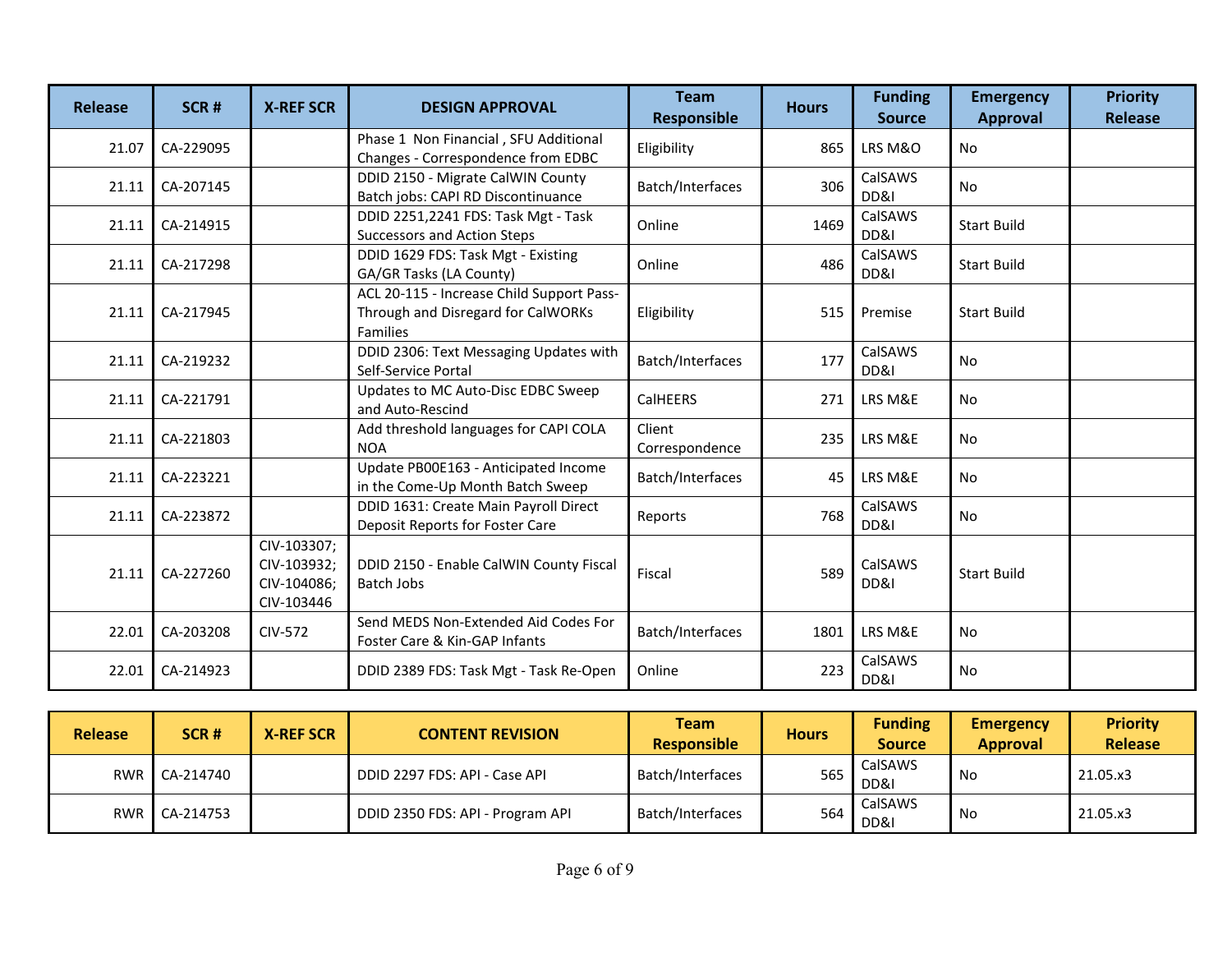| Release | SCR # | X-REF SCR | DESIGN APPROVAL | Team Responsible | Hours | Funding Source | Emergency Approval | Priority Release |
|---|---|---|---|---|---|---|---|---|
| 21.07 | CA-229095 | | Phase 1 Non Financial , SFU Additional Changes - Correspondence from EDBC | Eligibility | 865 | LRS M&O | No | |
| 21.11 | CA-207145 | | DDID 2150 - Migrate CalWIN County Batch jobs: CAPI RD Discontinuance | Batch/Interfaces | 306 | CalSAWS DD&I | No | |
| 21.11 | CA-214915 | | DDID 2251,2241 FDS: Task Mgt - Task Successors and Action Steps | Online | 1469 | CalSAWS DD&I | Start Build | |
| 21.11 | CA-217298 | | DDID 1629 FDS: Task Mgt - Existing GA/GR Tasks (LA County) | Online | 486 | CalSAWS DD&I | Start Build | |
| 21.11 | CA-217945 | | ACL 20-115 - Increase Child Support Pass-Through and Disregard for CalWORKs Families | Eligibility | 515 | Premise | Start Build | |
| 21.11 | CA-219232 | | DDID 2306: Text Messaging Updates with Self-Service Portal | Batch/Interfaces | 177 | CalSAWS DD&I | No | |
| 21.11 | CA-221791 | | Updates to MC Auto-Disc EDBC Sweep and Auto-Rescind | CalHEERS | 271 | LRS M&E | No | |
| 21.11 | CA-221803 | | Add threshold languages for CAPI COLA NOA | Client Correspondence | 235 | LRS M&E | No | |
| 21.11 | CA-223221 | | Update PB00E163 - Anticipated Income in the Come-Up Month Batch Sweep | Batch/Interfaces | 45 | LRS M&E | No | |
| 21.11 | CA-223872 | | DDID 1631: Create Main Payroll Direct Deposit Reports for Foster Care | Reports | 768 | CalSAWS DD&I | No | |
| 21.11 | CA-227260 | CIV-103307; CIV-103932; CIV-104086; CIV-103446 | DDID 2150 - Enable CalWIN County Fiscal Batch Jobs | Fiscal | 589 | CalSAWS DD&I | Start Build | |
| 22.01 | CA-203208 | CIV-572 | Send MEDS Non-Extended Aid Codes For Foster Care & Kin-GAP Infants | Batch/Interfaces | 1801 | LRS M&E | No | |
| 22.01 | CA-214923 | | DDID 2389 FDS: Task Mgt - Task Re-Open | Online | 223 | CalSAWS DD&I | No | |

| Release | SCR # | X-REF SCR | CONTENT REVISION | Team Responsible | Hours | Funding Source | Emergency Approval | Priority Release |
|---|---|---|---|---|---|---|---|---|
| RWR | CA-214740 | | DDID 2297 FDS: API - Case API | Batch/Interfaces | 565 | CalSAWS DD&I | No | 21.05.x3 |
| RWR | CA-214753 | | DDID 2350 FDS: API - Program API | Batch/Interfaces | 564 | CalSAWS DD&I | No | 21.05.x3 |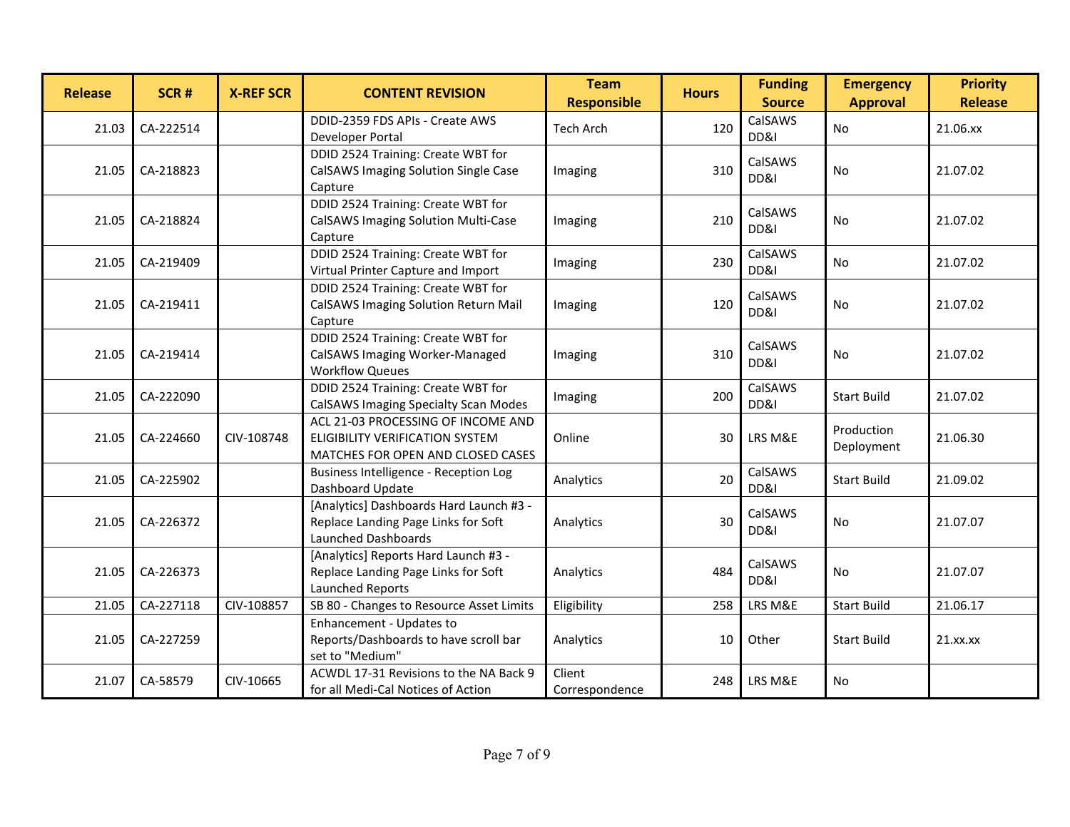| Release | SCR # | X-REF SCR | CONTENT REVISION | Team Responsible | Hours | Funding Source | Emergency Approval | Priority Release |
|---|---|---|---|---|---|---|---|---|
| 21.03 | CA-222514 | | DDID-2359 FDS APIs - Create AWS Developer Portal | Tech Arch | 120 | CalSAWS DD&I | No | 21.06.xx |
| 21.05 | CA-218823 | | DDID 2524 Training: Create WBT for CalSAWS Imaging Solution Single Case Capture | Imaging | 310 | CalSAWS DD&I | No | 21.07.02 |
| 21.05 | CA-218824 | | DDID 2524 Training: Create WBT for CalSAWS Imaging Solution Multi-Case Capture | Imaging | 210 | CalSAWS DD&I | No | 21.07.02 |
| 21.05 | CA-219409 | | DDID 2524 Training: Create WBT for Virtual Printer Capture and Import | Imaging | 230 | CalSAWS DD&I | No | 21.07.02 |
| 21.05 | CA-219411 | | DDID 2524 Training: Create WBT for CalSAWS Imaging Solution Return Mail Capture | Imaging | 120 | CalSAWS DD&I | No | 21.07.02 |
| 21.05 | CA-219414 | | DDID 2524 Training: Create WBT for CalSAWS Imaging Worker-Managed Workflow Queues | Imaging | 310 | CalSAWS DD&I | No | 21.07.02 |
| 21.05 | CA-222090 | | DDID 2524 Training: Create WBT for CalSAWS Imaging Specialty Scan Modes | Imaging | 200 | CalSAWS DD&I | Start Build | 21.07.02 |
| 21.05 | CA-224660 | CIV-108748 | ACL 21-03 PROCESSING OF INCOME AND ELIGIBILITY VERIFICATION SYSTEM MATCHES FOR OPEN AND CLOSED CASES | Online | 30 | LRS M&E | Production Deployment | 21.06.30 |
| 21.05 | CA-225902 | | Business Intelligence - Reception Log Dashboard Update | Analytics | 20 | CalSAWS DD&I | Start Build | 21.09.02 |
| 21.05 | CA-226372 | | [Analytics] Dashboards Hard Launch #3 - Replace Landing Page Links for Soft Launched Dashboards | Analytics | 30 | CalSAWS DD&I | No | 21.07.07 |
| 21.05 | CA-226373 | | [Analytics] Reports Hard Launch #3 - Replace Landing Page Links for Soft Launched Reports | Analytics | 484 | CalSAWS DD&I | No | 21.07.07 |
| 21.05 | CA-227118 | CIV-108857 | SB 80 - Changes to Resource Asset Limits | Eligibility | 258 | LRS M&E | Start Build | 21.06.17 |
| 21.05 | CA-227259 | | Enhancement - Updates to Reports/Dashboards to have scroll bar set to "Medium" | Analytics | 10 | Other | Start Build | 21.xx.xx |
| 21.07 | CA-58579 | CIV-10665 | ACWDL 17-31 Revisions to the NA Back 9 for all Medi-Cal Notices of Action | Client Correspondence | 248 | LRS M&E | No | |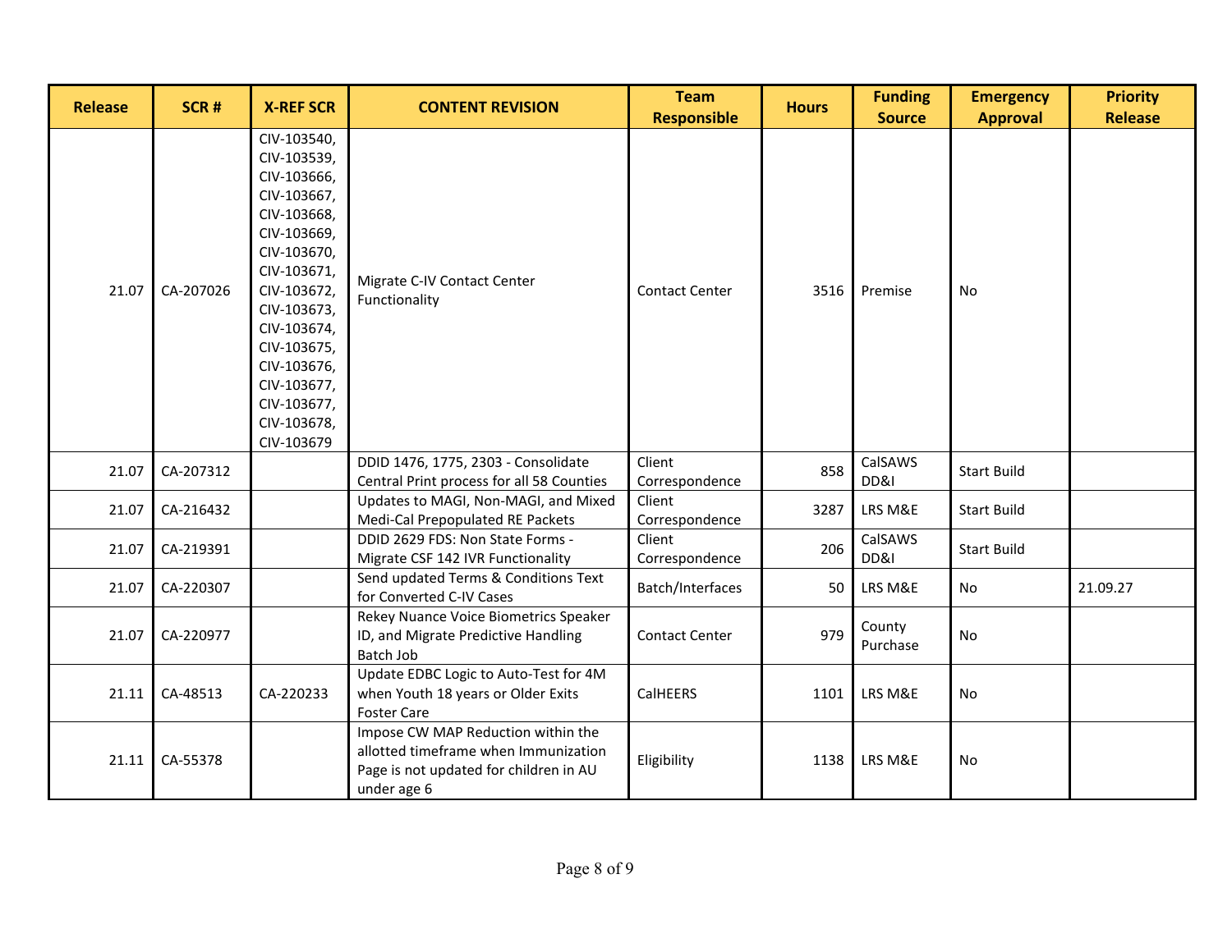| Release | SCR # | X-REF SCR | CONTENT REVISION | Team Responsible | Hours | Funding Source | Emergency Approval | Priority Release |
|---|---|---|---|---|---|---|---|---|
| 21.07 | CA-207026 | CIV-103540, CIV-103539, CIV-103666, CIV-103667, CIV-103668, CIV-103669, CIV-103670, CIV-103671, CIV-103672, CIV-103673, CIV-103674, CIV-103675, CIV-103676, CIV-103677, CIV-103677, CIV-103678, CIV-103679 | Migrate C-IV Contact Center Functionality | Contact Center | 3516 | Premise | No | |
| 21.07 | CA-207312 | | DDID 1476, 1775, 2303 - Consolidate Central Print process for all 58 Counties | Client Correspondence | 858 | CalSAWS DD&I | Start Build | |
| 21.07 | CA-216432 | | Updates to MAGI, Non-MAGI, and Mixed Medi-Cal Prepopulated RE Packets | Client Correspondence | 3287 | LRS M&E | Start Build | |
| 21.07 | CA-219391 | | DDID 2629 FDS: Non State Forms - Migrate CSF 142 IVR Functionality | Client Correspondence | 206 | CalSAWS DD&I | Start Build | |
| 21.07 | CA-220307 | | Send updated Terms & Conditions Text for Converted C-IV Cases | Batch/Interfaces | 50 | LRS M&E | No | 21.09.27 |
| 21.07 | CA-220977 | | Rekey Nuance Voice Biometrics Speaker ID, and Migrate Predictive Handling Batch Job | Contact Center | 979 | County Purchase | No | |
| 21.11 | CA-48513 | CA-220233 | Update EDBC Logic to Auto-Test for 4M when Youth 18 years or Older Exits Foster Care | CalHEERS | 1101 | LRS M&E | No | |
| 21.11 | CA-55378 | | Impose CW MAP Reduction within the allotted timeframe when Immunization Page is not updated for children in AU under age 6 | Eligibility | 1138 | LRS M&E | No | |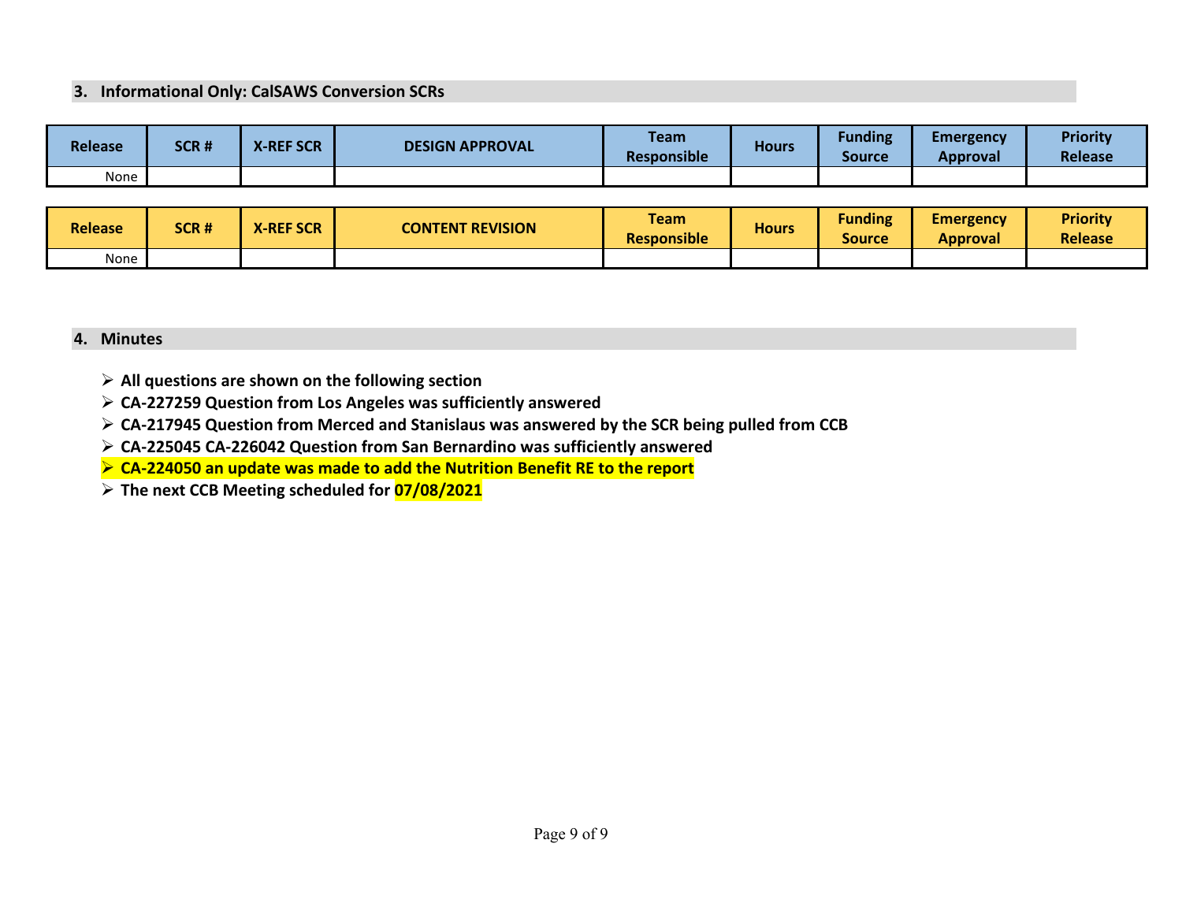## 3. Informational Only: CalSAWS Conversion SCRs

| Release | SCR # | X-REF SCR | DESIGN APPROVAL | Team Responsible | Hours | Funding Source | Emergency Approval | Priority Release |
|---|---|---|---|---|---|---|---|---|
| None | | | | | | | | |

| Release | SCR # | X-REF SCR | CONTENT REVISION | Team Responsible | Hours | Funding Source | Emergency Approval | Priority Release |
|---|---|---|---|---|---|---|---|---|
| None | | | | | | | | |

## 4. Minutes

- **All questions are shown on the following section**
- **CA-227259 Question from Los Angeles was sufficiently answered**
- **CA-217945 Question from Merced and Stanislaus was answered by the SCR being pulled from CCB**
- **CA-225045 CA-226042 Question from San Bernardino was sufficiently answered**
- **CA-224050 an update was made to add the Nutrition Benefit RE to the report**
- **The next CCB Meeting scheduled for 07/08/2021**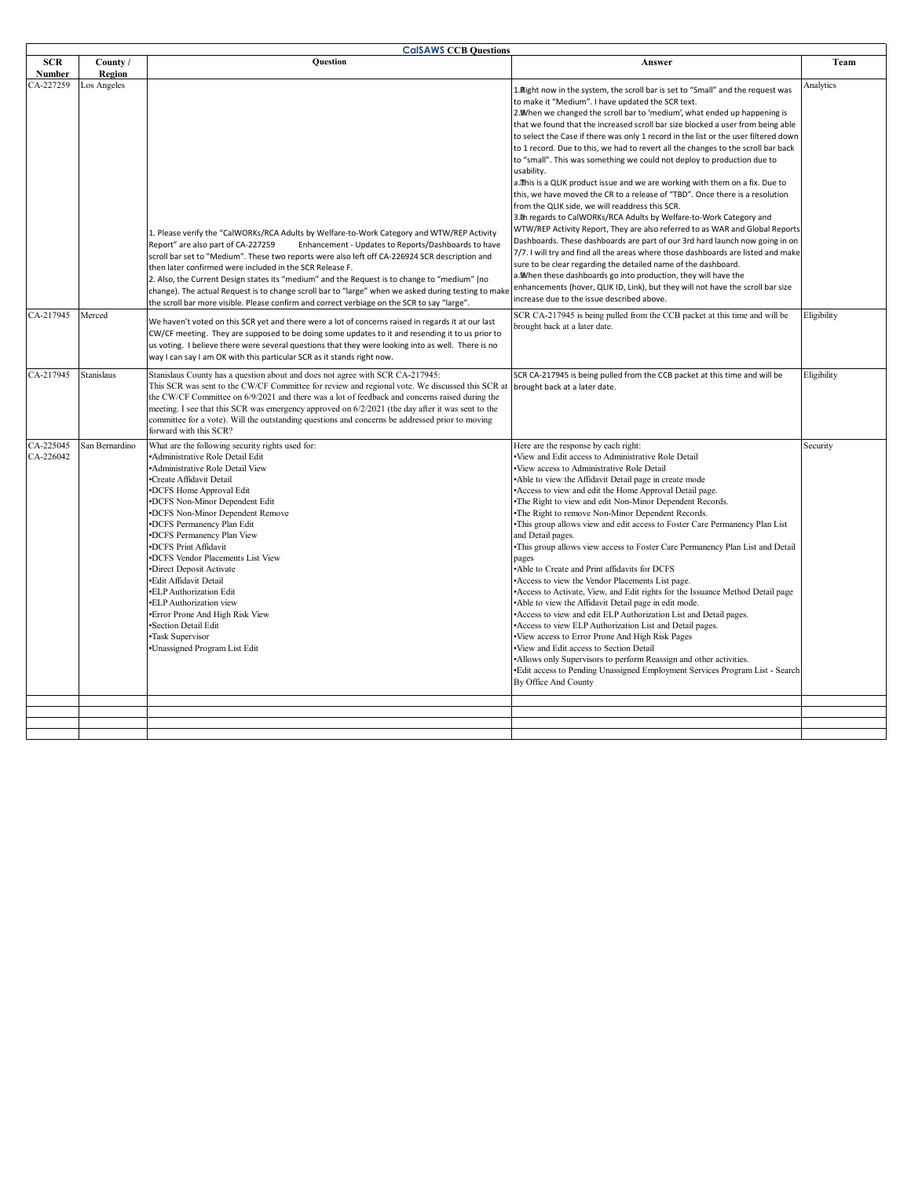| CalSAWS CCB Questions | | | | |
|---|---|---|---|---|
| **SCR Number** | **County / Region** | **Question** | **Answer** | **Team** |
| CA-227259 | Los Angeles | 1. Please verify the "CalWORKs/RCA Adults by Welfare-to-Work Category and WTW/REP Activity Report" are also part of CA-227259 Enhancement - Updates to Reports/Dashboards to have scroll bar set to "Medium". These two reports were also left off CA-226924 SCR description and then later confirmed were included in the SCR Release F.<br>2. Also, the Current Design states its "medium" and the Request is to change to "medium" (no change). The actual Request is to change scroll bar to "large" when we asked during testing to make the scroll bar more visible. Please confirm and correct verbiage on the SCR to say "large". | 1. Right now in the system, the scroll bar is set to "Small" and the request was to make it "Medium". I have updated the SCR text.<br>2. When we changed the scroll bar to 'medium', what ended up happening is that we found that the increased scroll bar size blocked a user from being able to select the Case if there was only 1 record in the list or the user filtered down to 1 record. Due to this, we had to revert all the changes to the scroll bar back to "small". This was something we could not deploy to production due to usability.<br>a. This is a QLIK product issue and we are working with them on a fix. Due to this, we have moved the CR to a release of "TBD". Once there is a resolution from the QLIK side, we will readdress this SCR.<br>3. In regards to CalWORKs/RCA Adults by Welfare-to-Work Category and WTW/REP Activity Report, They are also referred to as WAR and Global Reports Dashboards. These dashboards are part of our 3rd hard launch now going in on 7/7. I will try and find all the areas where those dashboards are listed and make sure to be clear regarding the detailed name of the dashboard.<br>a. When these dashboards go into production, they will have the enhancements (hover, QLIK ID, Link), but they will not have the scroll bar size increase due to the issue described above. | Analytics |
| CA-217945 | Merced | We haven't voted on this SCR yet and there were a lot of concerns raised in regards it at our last CW/CF meeting. They are supposed to be doing some updates to it and resending it to us prior to us voting. I believe there were several questions that they were looking into as well. There is no way I can say I am OK with this particular SCR as it stands right now. | SCR CA-217945 is being pulled from the CCB packet at this time and will be brought back at a later date. | Eligibility |
| CA-217945 | Stanislaus | Stanislaus County has a question about and does not agree with SCR CA-217945:<br>This SCR was sent to the CW/CF Committee for review and regional vote. We discussed this SCR at the CW/CF Committee on 6/9/2021 and there was a lot of feedback and concerns raised during the meeting. I see that this SCR was emergency approved on 6/2/2021 (the day after it was sent to the committee for a vote). Will the outstanding questions and concerns be addressed prior to moving forward with this SCR? | SCR CA-217945 is being pulled from the CCB packet at this time and will be brought back at a later date. | Eligibility |
| CA-225045<br>CA-226042 | San Bernardino | What are the following security rights used for:<br>•Administrative Role Detail Edit<br>•Administrative Role Detail View<br>•Create Affidavit Detail<br>•DCFS Home Approval Edit<br>•DCFS Non-Minor Dependent Edit<br>•DCFS Non-Minor Dependent Remove<br>•DCFS Permanency Plan Edit<br>•DCFS Permanency Plan View<br>•DCFS Print Affidavit<br>•DCFS Vendor Placements List View<br>•Direct Deposit Activate<br>•Edit Affidavit Detail<br>•ELP Authorization Edit<br>•ELP Authorization view<br>•Error Prone And High Risk View<br>•Section Detail Edit<br>•Task Supervisor<br>•Unassigned Program List Edit | Here are the response by each right:<br>•View and Edit access to Administrative Role Detail<br>•View access to Administrative Role Detail<br>•Able to view the Affidavit Detail page in create mode<br>•Access to view and edit the Home Approval Detail page.<br>•The Right to view and edit Non-Minor Dependent Records.<br>•The Right to remove Non-Minor Dependent Records.<br>•This group allows view and edit access to Foster Care Permanency Plan List and Detail pages.<br>•This group allows view access to Foster Care Permanency Plan List and Detail pages<br>•Able to Create and Print affidavits for DCFS<br>•Access to view the Vendor Placements List page.<br>•Access to Activate, View, and Edit rights for the Issuance Method Detail page<br>•Able to view the Affidavit Detail page in edit mode.<br>•Access to view and edit ELP Authorization List and Detail pages.<br>•Access to view ELP Authorization List and Detail pages.<br>•View access to Error Prone And High Risk Pages<br>•View and Edit access to Section Detail<br>•Allows only Supervisors to perform Reassign and other activities.<br>•Edit access to Pending Unassigned Employment Services Program List - Search By Office And County | Security |
| | | | | |
| | | | | |
| | | | | |
| | | | | |